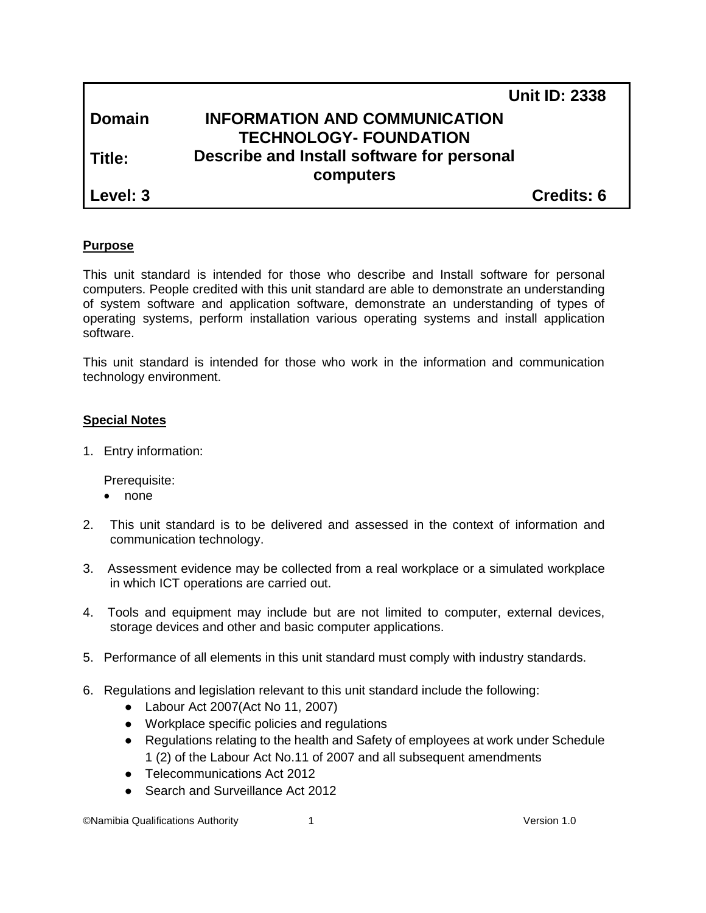| | | |
|---|---|---|
| | | **Unit ID: 2338** |
| **Domain** | **INFORMATION AND COMMUNICATION TECHNOLOGY- FOUNDATION** | |
| **Title:** | **Describe and Install software for personal computers** | |
| **Level: 3** | | **Credits: 6** |

**Purpose**

This unit standard is intended for those who describe and Install software for personal computers. People credited with this unit standard are able to demonstrate an understanding of system software and application software, demonstrate an understanding of types of operating systems, perform installation various operating systems and install application software.

This unit standard is intended for those who work in the information and communication technology environment.

**Special Notes**

1. Entry information:

   Prerequisite:
   - none

2. This unit standard is to be delivered and assessed in the context of information and communication technology.

3. Assessment evidence may be collected from a real workplace or a simulated workplace in which ICT operations are carried out.

4. Tools and equipment may include but are not limited to computer, external devices, storage devices and other and basic computer applications.

5. Performance of all elements in this unit standard must comply with industry standards.

6. Regulations and legislation relevant to this unit standard include the following:
   - Labour Act 2007(Act No 11, 2007)
   - Workplace specific policies and regulations
   - Regulations relating to the health and Safety of employees at work under Schedule 1 (2) of the Labour Act No.11 of 2007 and all subsequent amendments
   - Telecommunications Act 2012
   - Search and Surveillance Act 2012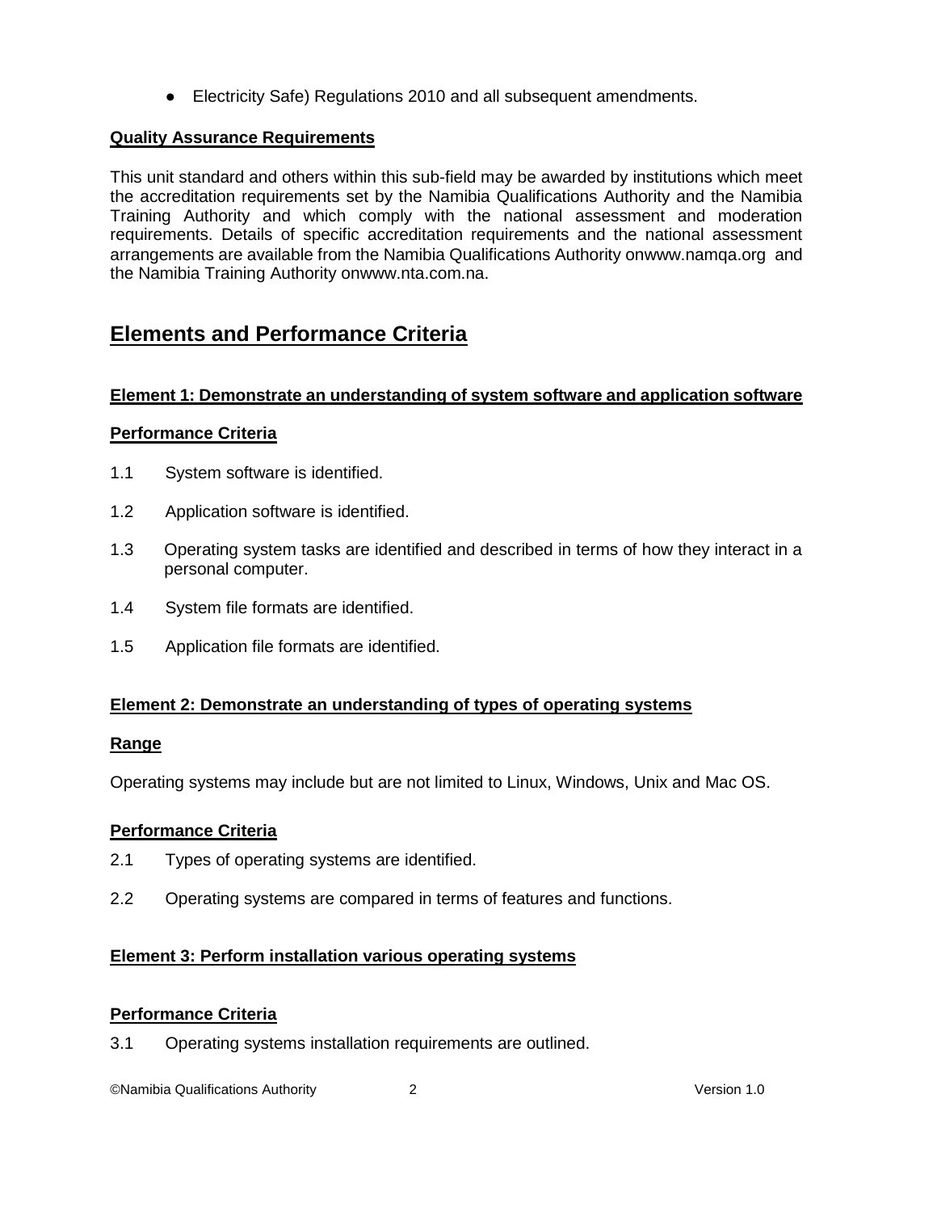- Electricity Safe) Regulations 2010 and all subsequent amendments.

**Quality Assurance Requirements**

This unit standard and others within this sub-field may be awarded by institutions which meet the accreditation requirements set by the Namibia Qualifications Authority and the Namibia Training Authority and which comply with the national assessment and moderation requirements. Details of specific accreditation requirements and the national assessment arrangements are available from the Namibia Qualifications Authority onwww.namqa.org and the Namibia Training Authority onwww.nta.com.na.

## Elements and Performance Criteria

**Element 1: Demonstrate an understanding of system software and application software**

**Performance Criteria**

1.1 System software is identified.

1.2 Application software is identified.

1.3 Operating system tasks are identified and described in terms of how they interact in a personal computer.

1.4 System file formats are identified.

1.5 Application file formats are identified.

**Element 2: Demonstrate an understanding of types of operating systems**

**Range**

Operating systems may include but are not limited to Linux, Windows, Unix and Mac OS.

**Performance Criteria**

2.1 Types of operating systems are identified.

2.2 Operating systems are compared in terms of features and functions.

**Element 3: Perform installation various operating systems**

**Performance Criteria**

3.1 Operating systems installation requirements are outlined.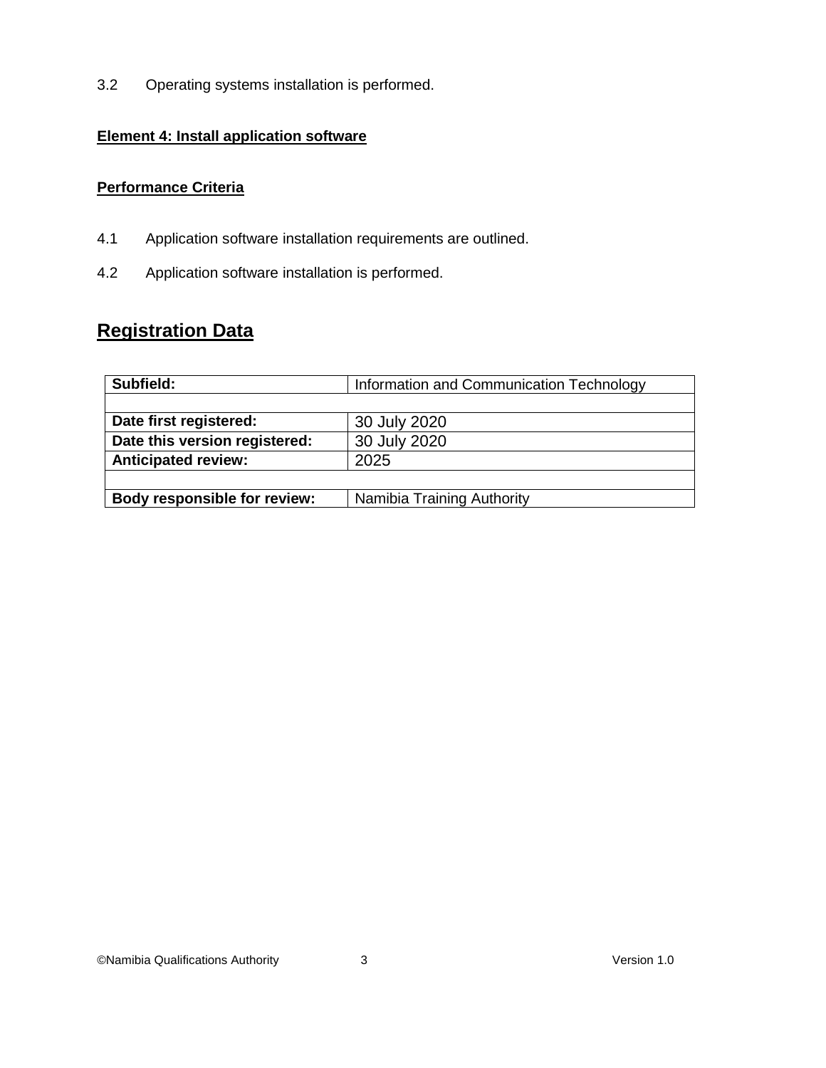3.2 Operating systems installation is performed.

**Element 4: Install application software**

**Performance Criteria**

4.1 Application software installation requirements are outlined.

4.2 Application software installation is performed.

## Registration Data

| | |
|---|---|
| **Subfield:** | Information and Communication Technology |
| | |
| **Date first registered:** | 30 July 2020 |
| **Date this version registered:** | 30 July 2020 |
| **Anticipated review:** | 2025 |
| | |
| **Body responsible for review:** | Namibia Training Authority |